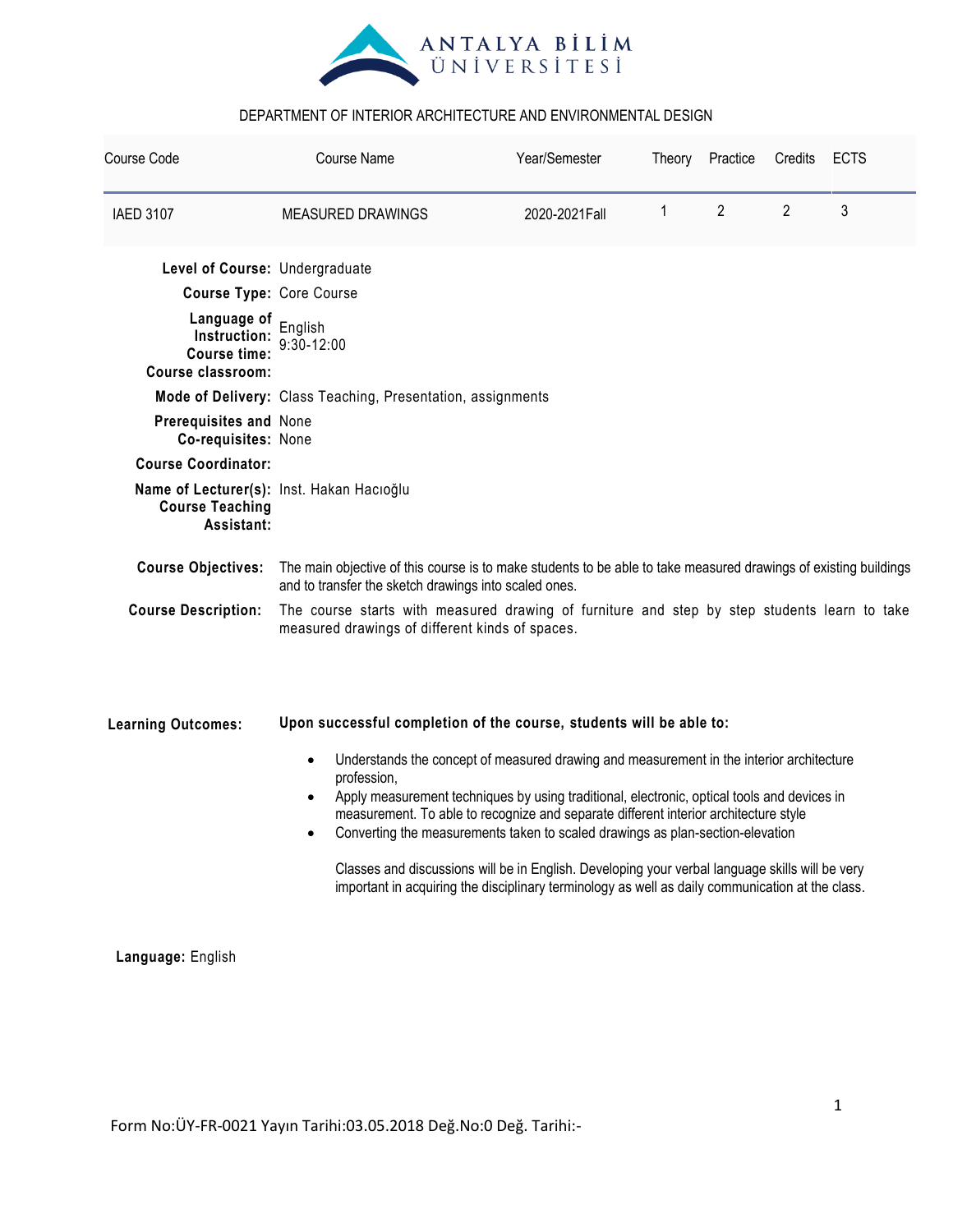ANTALYA BİLİM ÜNİVERSİTESİ

DEPARTMENT OF INTERIOR ARCHITECTURE AND ENVIRONMENTAL DESIGN

| Course Code | Course Name | Year/Semester | Theory | Practice | Credits | ECTS |
|---|---|---|---|---|---|---|
| IAED 3107 | MEASURED DRAWINGS | 2020-2021Fall | 1 | 2 | 2 | 3 |

**Level of Course:** Undergraduate

**Course Type:** Core Course

**Language of Instruction:** English

**Course time:** 9:30-12:00

**Course classroom:**

**Mode of Delivery:** Class Teaching, Presentation, assignments

**Prerequisites and Co-requisites:** None None

**Course Coordinator:**

**Name of Lecturer(s):** Inst. Hakan Hacıoğlu

**Course Teaching Assistant:**

**Course Objectives:** The main objective of this course is to make students to be able to take measured drawings of existing buildings and to transfer the sketch drawings into scaled ones.

**Course Description:** The course starts with measured drawing of furniture and step by step students learn to take measured drawings of different kinds of spaces.

**Learning Outcomes:** **Upon successful completion of the course, students will be able to:**

- Understands the concept of measured drawing and measurement in the interior architecture profession,
- Apply measurement techniques by using traditional, electronic, optical tools and devices in measurement. To able to recognize and separate different interior architecture style
- Converting the measurements taken to scaled drawings as plan-section-elevation

Classes and discussions will be in English. Developing your verbal language skills will be very important in acquiring the disciplinary terminology as well as daily communication at the class.

**Language:** English

Form No:ÜY-FR-0021 Yayın Tarihi:03.05.2018 Değ.No:0 Değ. Tarihi:-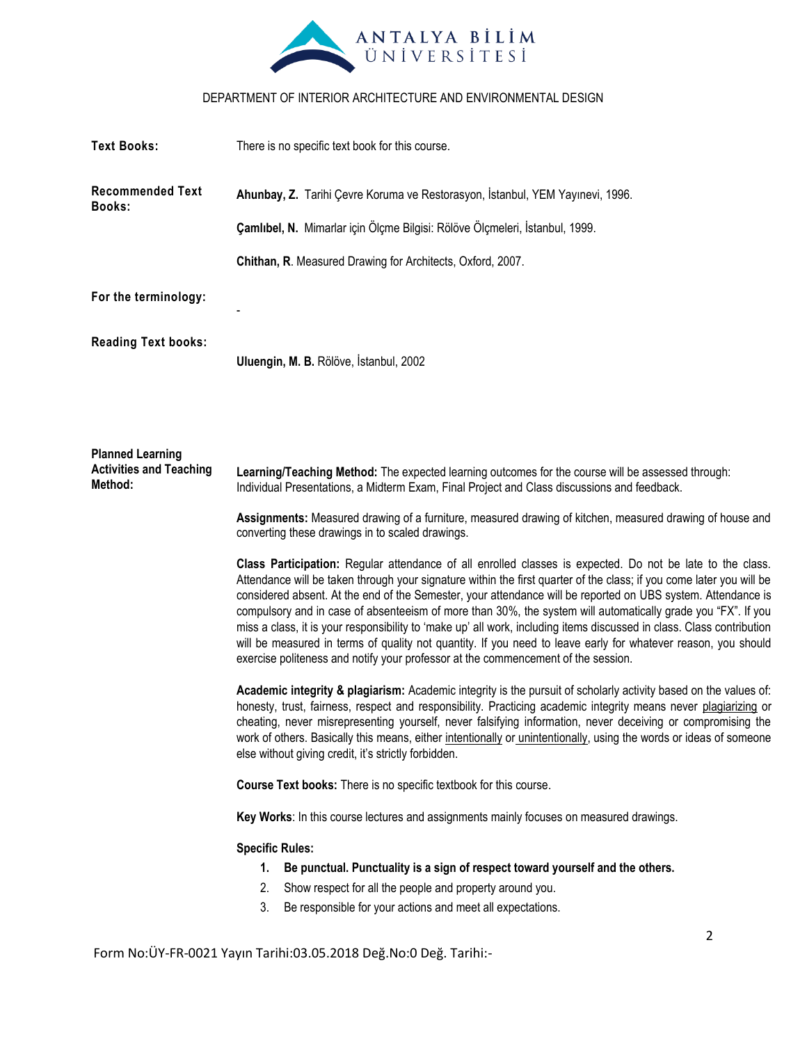DEPARTMENT OF INTERIOR ARCHITECTURE AND ENVIRONMENTAL DESIGN

**Text Books:** There is no specific text book for this course.

**Recommended Text Books:**

**Ahunbay, Z.** Tarihi Çevre Koruma ve Restorasyon, İstanbul, YEM Yayınevi, 1996.

**Çamlıbel, N.** Mimarlar için Ölçme Bilgisi: Rölöve Ölçmeleri, İstanbul, 1999.

**Chithan, R**. Measured Drawing for Architects, Oxford, 2007.

**For the terminology:** -

**Reading Text books:**

**Uluengin, M. B.** Rölöve, İstanbul, 2002

**Planned Learning Activities and Teaching Method:**

**Learning/Teaching Method:** The expected learning outcomes for the course will be assessed through: Individual Presentations, a Midterm Exam, Final Project and Class discussions and feedback.

**Assignments:** Measured drawing of a furniture, measured drawing of kitchen, measured drawing of house and converting these drawings in to scaled drawings.

**Class Participation:** Regular attendance of all enrolled classes is expected. Do not be late to the class. Attendance will be taken through your signature within the first quarter of the class; if you come later you will be considered absent. At the end of the Semester, your attendance will be reported on UBS system. Attendance is compulsory and in case of absenteeism of more than 30%, the system will automatically grade you "FX". If you miss a class, it is your responsibility to 'make up' all work, including items discussed in class. Class contribution will be measured in terms of quality not quantity. If you need to leave early for whatever reason, you should exercise politeness and notify your professor at the commencement of the session.

**Academic integrity & plagiarism:** Academic integrity is the pursuit of scholarly activity based on the values of: honesty, trust, fairness, respect and responsibility. Practicing academic integrity means never plagiarizing or cheating, never misrepresenting yourself, never falsifying information, never deceiving or compromising the work of others. Basically this means, either intentionally or unintentionally, using the words or ideas of someone else without giving credit, it's strictly forbidden.

**Course Text books:** There is no specific textbook for this course.

**Key Works**: In this course lectures and assignments mainly focuses on measured drawings.

**Specific Rules:**

1. **Be punctual. Punctuality is a sign of respect toward yourself and the others.**
2. Show respect for all the people and property around you.
3. Be responsible for your actions and meet all expectations.

Form No:ÜY-FR-0021 Yayın Tarihi:03.05.2018 Değ.No:0 Değ. Tarihi:-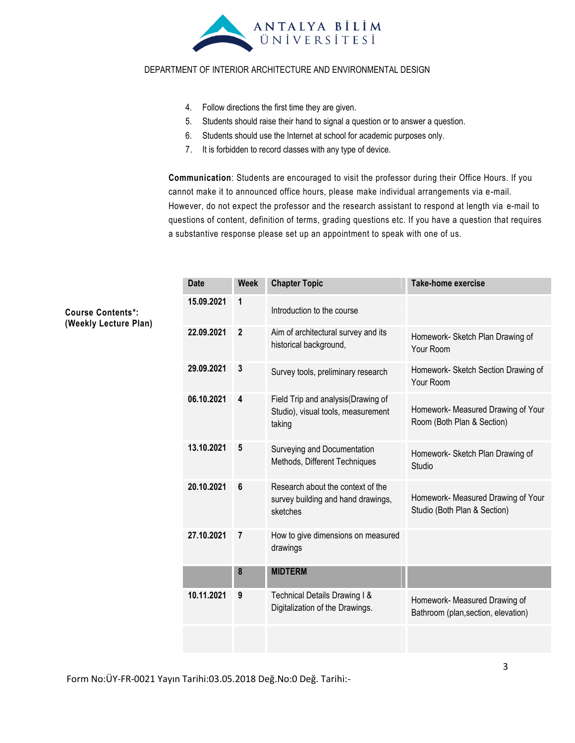4. Follow directions the first time they are given.
5. Students should raise their hand to signal a question or to answer a question.
6. Students should use the Internet at school for academic purposes only.
7. It is forbidden to record classes with any type of device.

**Communication**: Students are encouraged to visit the professor during their Office Hours. If you cannot make it to announced office hours, please make individual arrangements via e-mail. However, do not expect the professor and the research assistant to respond at length via e-mail to questions of content, definition of terms, grading questions etc. If you have a question that requires a substantive response please set up an appointment to speak with one of us.

**Course Contents*: (Weekly Lecture Plan)**

| Date | Week | Chapter Topic | Take-home exercise |
|---|---|---|---|
| 15.09.2021 | 1 | Introduction to the course | |
| 22.09.2021 | 2 | Aim of architectural survey and its historical background, | Homework- Sketch Plan Drawing of Your Room |
| 29.09.2021 | 3 | Survey tools, preliminary research | Homework- Sketch Section Drawing of Your Room |
| 06.10.2021 | 4 | Field Trip and analysis(Drawing of Studio), visual tools, measurement taking | Homework- Measured Drawing of Your Room (Both Plan & Section) |
| 13.10.2021 | 5 | Surveying and Documentation Methods, Different Techniques | Homework- Sketch Plan Drawing of Studio |
| 20.10.2021 | 6 | Research about the context of the survey building and hand drawings, sketches | Homework- Measured Drawing of Your Studio (Both Plan & Section) |
| 27.10.2021 | 7 | How to give dimensions on measured drawings | |
| | 8 | **MIDTERM** | |
| 10.11.2021 | 9 | Technical Details Drawing I & Digitalization of the Drawings. | Homework- Measured Drawing of Bathroom (plan,section, elevation) |
| | | | |

Form No:ÜY-FR-0021 Yayın Tarihi:03.05.2018 Değ.No:0 Değ. Tarihi:-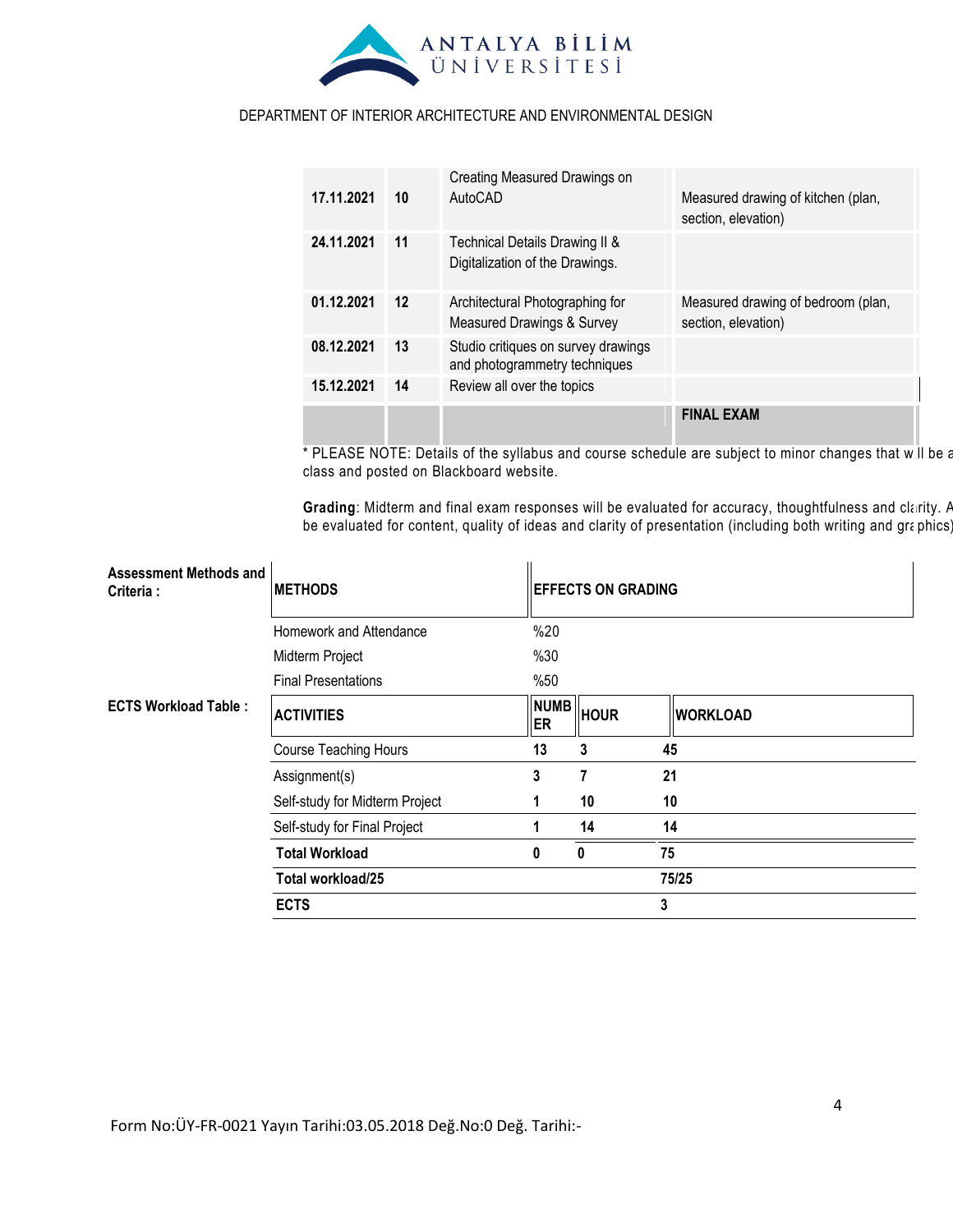DEPARTMENT OF INTERIOR ARCHITECTURE AND ENVIRONMENTAL DESIGN

| | | | |
|---|---|---|---|
| **17.11.2021** | **10** | Creating Measured Drawings on AutoCAD | Measured drawing of kitchen (plan, section, elevation) |
| **24.11.2021** | **11** | Technical Details Drawing II & Digitalization of the Drawings. | |
| **01.12.2021** | **12** | Architectural Photographing for Measured Drawings & Survey | Measured drawing of bedroom (plan, section, elevation) |
| **08.12.2021** | **13** | Studio critiques on survey drawings and photogrammetry techniques | |
| **15.12.2021** | **14** | Review all over the topics | |
| | | | **FINAL EXAM** |

* PLEASE NOTE: Details of the syllabus and course schedule are subject to minor changes that w ll be a class and posted on Blackboard website.

**Grading**: Midterm and final exam responses will be evaluated for accuracy, thoughtfulness and clarity. A be evaluated for content, quality of ideas and clarity of presentation (including both writing and graphics)

**Assessment Methods and Criteria :**

| METHODS | EFFECTS ON GRADING |
|---|---|
| Homework and Attendance | %20 |
| Midterm Project | %30 |
| Final Presentations | %50 |

**ECTS Workload Table :**

| ACTIVITIES | NUMBER | HOUR | WORKLOAD |
|---|---|---|---|
| Course Teaching Hours | **13** | **3** | **45** |
| Assignment(s) | **3** | **7** | **21** |
| Self-study for Midterm Project | **1** | **10** | **10** |
| Self-study for Final Project | **1** | **14** | **14** |
| **Total Workload** | **0** | **0** | **75** |
| **Total workload/25** | | | **75/25** |
| **ECTS** | | | **3** |

Form No:ÜY-FR-0021 Yayın Tarihi:03.05.2018 Değ.No:0 Değ. Tarihi:-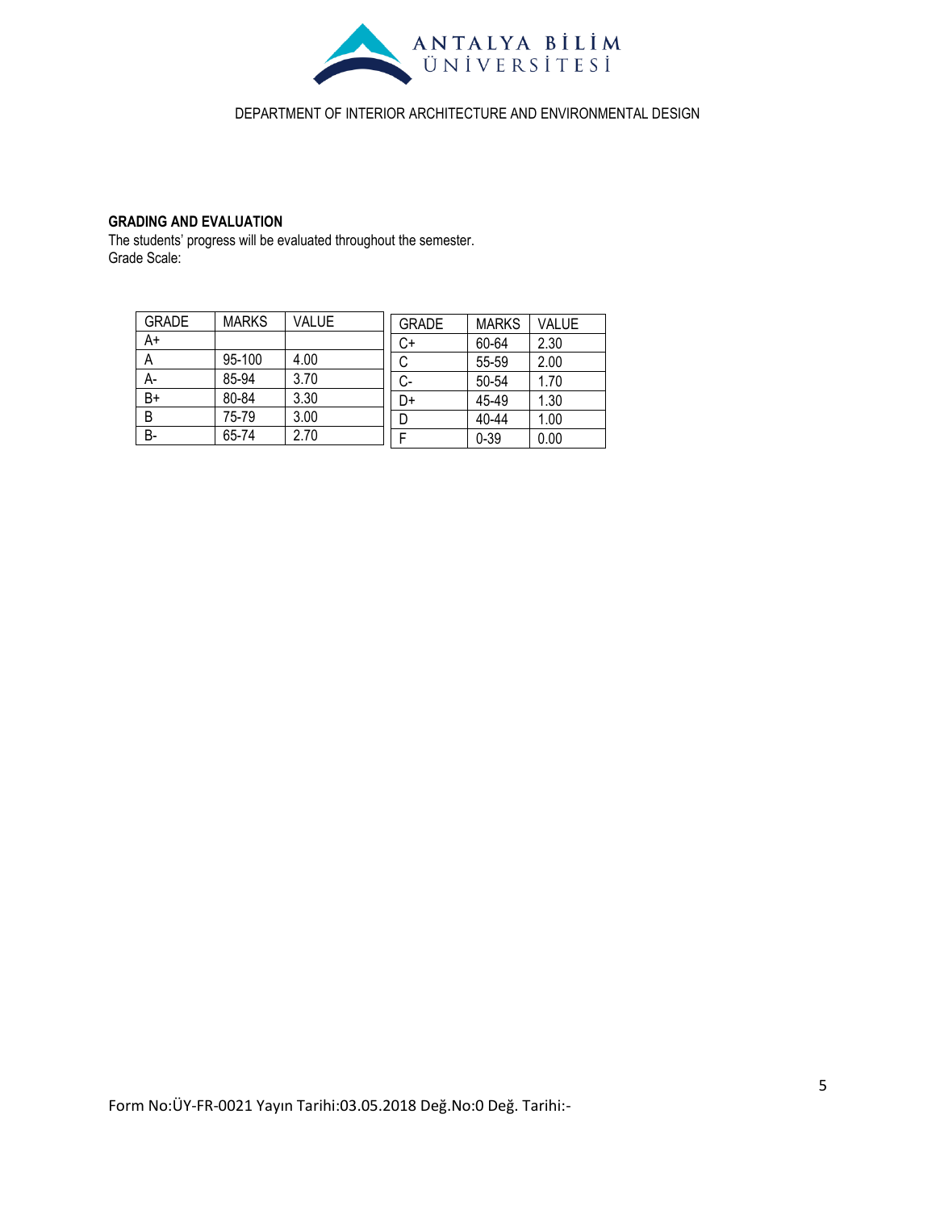**GRADING AND EVALUATION**

The students' progress will be evaluated throughout the semester.
Grade Scale:

| GRADE | MARKS | VALUE |
|---|---|---|
| A+ | | |
| A | 95-100 | 4.00 |
| A- | 85-94 | 3.70 |
| B+ | 80-84 | 3.30 |
| B | 75-79 | 3.00 |
| B- | 65-74 | 2.70 |

| GRADE | MARKS | VALUE |
|---|---|---|
| C+ | 60-64 | 2.30 |
| C | 55-59 | 2.00 |
| C- | 50-54 | 1.70 |
| D+ | 45-49 | 1.30 |
| D | 40-44 | 1.00 |
| F | 0-39 | 0.00 |